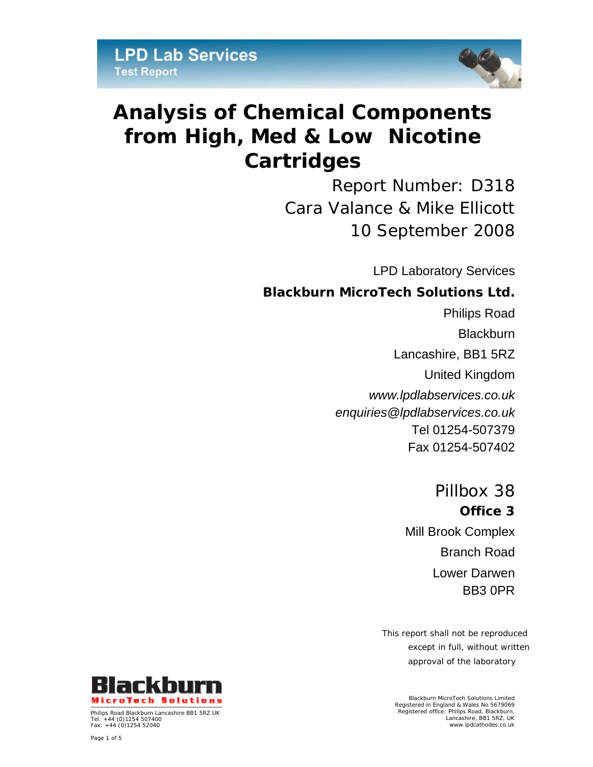**LPD Lab Services**
**Test Report**

# Analysis of Chemical Components from High, Med & Low Nicotine Cartridges

Report Number: D318

Cara Valance & Mike Ellicott

10 September 2008

LPD Laboratory Services

**Blackburn MicroTech Solutions Ltd.**

Philips Road

Blackburn

Lancashire, BB1 5RZ

United Kingdom

*www.lpdlabservices.co.uk*

*enquiries@lpdlabservices.co.uk*

Tel 01254-507379

Fax 01254-507402

Pillbox 38

**Office 3**

Mill Brook Complex

Branch Road

Lower Darwen

BB3 0PR

This report shall not be reproduced except in full, without written approval of the laboratory

**Blackburn MicroTech Solutions**

Philips Road Blackburn Lancashire BB1 5RZ UK
Tel: +44 (0)1254 507400
Fax: +44 (0)1254 52040

Blackburn MicroTech Solutions Limited
Registered in England & Wales No 5679069
Registered office: Philips Road, Blackburn, Lancashire, BB1 5RZ, UK
www.lpdcathodes.co.uk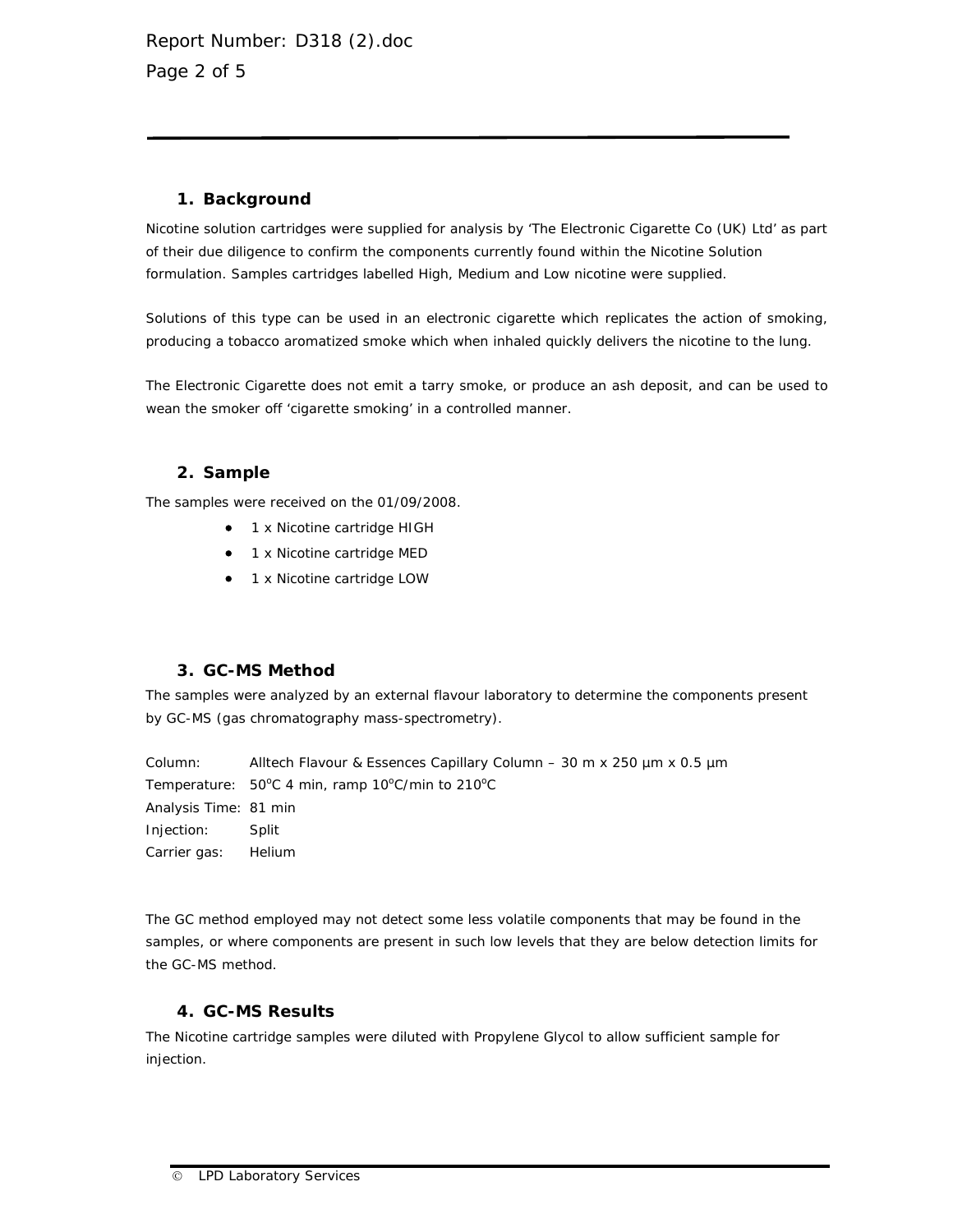## 1. Background

Nicotine solution cartridges were supplied for analysis by 'The Electronic Cigarette Co (UK) Ltd' as part of their due diligence to confirm the components currently found within the Nicotine Solution formulation. Samples cartridges labelled High, Medium and Low nicotine were supplied.

Solutions of this type can be used in an electronic cigarette which replicates the action of smoking, producing a tobacco aromatized smoke which when inhaled quickly delivers the nicotine to the lung.

The Electronic Cigarette does not emit a tarry smoke, or produce an ash deposit, and can be used to wean the smoker off 'cigarette smoking' in a controlled manner.

## 2. Sample

The samples were received on the 01/09/2008.

- 1 x Nicotine cartridge HIGH
- 1 x Nicotine cartridge MED
- 1 x Nicotine cartridge LOW

## 3. GC-MS Method

The samples were analyzed by an external flavour laboratory to determine the components present by GC-MS (gas chromatography mass-spectrometry).

Column: Alltech Flavour & Essences Capillary Column – 30 m x 250 µm x 0.5 µm
Temperature: 50°C 4 min, ramp 10°C/min to 210°C
Analysis Time: 81 min
Injection: Split
Carrier gas: Helium

The GC method employed may not detect some less volatile components that may be found in the samples, or where components are present in such low levels that they are below detection limits for the GC-MS method.

## 4. GC-MS Results

The Nicotine cartridge samples were diluted with Propylene Glycol to allow sufficient sample for injection.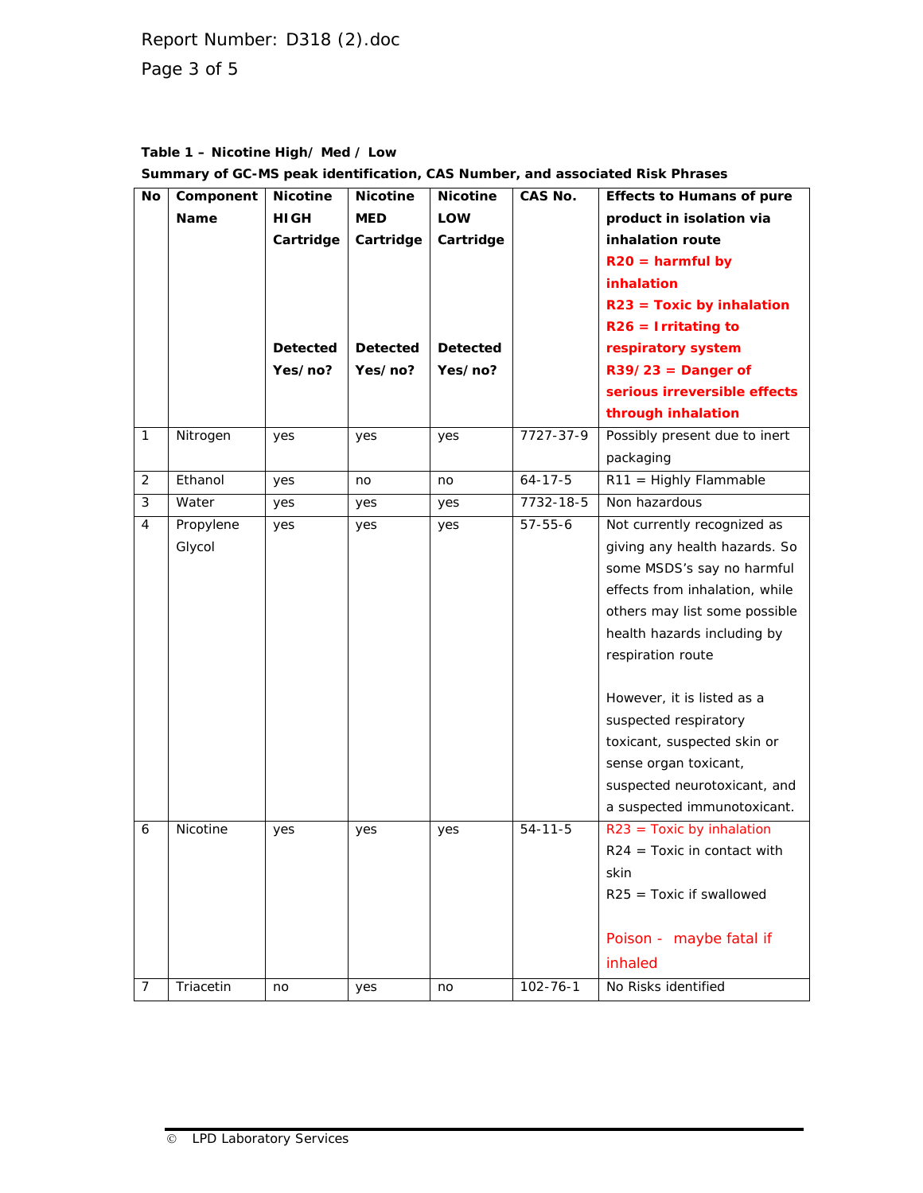**Table 1 – Nicotine High/ Med / Low**

**Summary of GC-MS peak identification, CAS Number, and associated Risk Phrases**

| No | Component Name | Nicotine HIGH Cartridge Detected Yes/no? | Nicotine MED Cartridge Detected Yes/no? | Nicotine LOW Cartridge Detected Yes/no? | CAS No. | Effects to Humans of pure product in isolation via inhalation route R20 = harmful by inhalation R23 = Toxic by inhalation R26 = Irritating to respiratory system R39/23 = Danger of serious irreversible effects through inhalation |
|---|---|---|---|---|---|---|
| 1 | Nitrogen | yes | yes | yes | 7727-37-9 | Possibly present due to inert packaging |
| 2 | Ethanol | yes | no | no | 64-17-5 | R11 = Highly Flammable |
| 3 | Water | yes | yes | yes | 7732-18-5 | Non hazardous |
| 4 | Propylene Glycol | yes | yes | yes | 57-55-6 | Not currently recognized as giving any health hazards. So some MSDS's say no harmful effects from inhalation, while others may list some possible health hazards including by respiration route<br><br>However, it is listed as a suspected respiratory toxicant, suspected skin or sense organ toxicant, suspected neurotoxicant, and a suspected immunotoxicant. |
| 6 | Nicotine | yes | yes | yes | 54-11-5 | R23 = Toxic by inhalation<br>R24 = Toxic in contact with skin<br>R25 = Toxic if swallowed<br><br>Poison - maybe fatal if inhaled |
| 7 | Triacetin | no | yes | no | 102-76-1 | No Risks identified |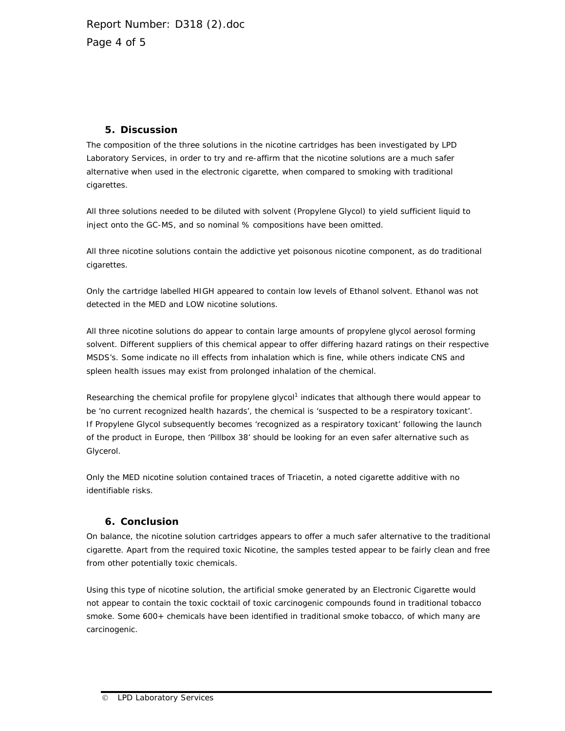## 5. Discussion

The composition of the three solutions in the nicotine cartridges has been investigated by LPD Laboratory Services, in order to try and re-affirm that the nicotine solutions are a much safer alternative when used in the electronic cigarette, when compared to smoking with traditional cigarettes.

All three solutions needed to be diluted with solvent (Propylene Glycol) to yield sufficient liquid to inject onto the GC-MS, and so nominal % compositions have been omitted.

All three nicotine solutions contain the addictive yet poisonous nicotine component, as do traditional cigarettes.

Only the cartridge labelled HIGH appeared to contain low levels of Ethanol solvent. Ethanol was not detected in the MED and LOW nicotine solutions.

All three nicotine solutions do appear to contain large amounts of propylene glycol aerosol forming solvent. Different suppliers of this chemical appear to offer differing hazard ratings on their respective MSDS's. Some indicate no ill effects from inhalation which is fine, while others indicate CNS and spleen health issues may exist from prolonged inhalation of the chemical.

Researching the chemical profile for propylene glycol[1] indicates that although there would appear to be 'no current recognized health hazards', the chemical is 'suspected to be a respiratory toxicant'. If Propylene Glycol subsequently becomes 'recognized as a respiratory toxicant' following the launch of the product in Europe, then 'Pillbox 38' should be looking for an even safer alternative such as Glycerol.

Only the MED nicotine solution contained traces of Triacetin, a noted cigarette additive with no identifiable risks.

## 6. Conclusion

On balance, the nicotine solution cartridges appears to offer a much safer alternative to the traditional cigarette. Apart from the required toxic Nicotine, the samples tested appear to be fairly clean and free from other potentially toxic chemicals.

Using this type of nicotine solution, the artificial smoke generated by an Electronic Cigarette would not appear to contain the toxic cocktail of toxic carcinogenic compounds found in traditional tobacco smoke. Some 600+ chemicals have been identified in traditional smoke tobacco, of which many are carcinogenic.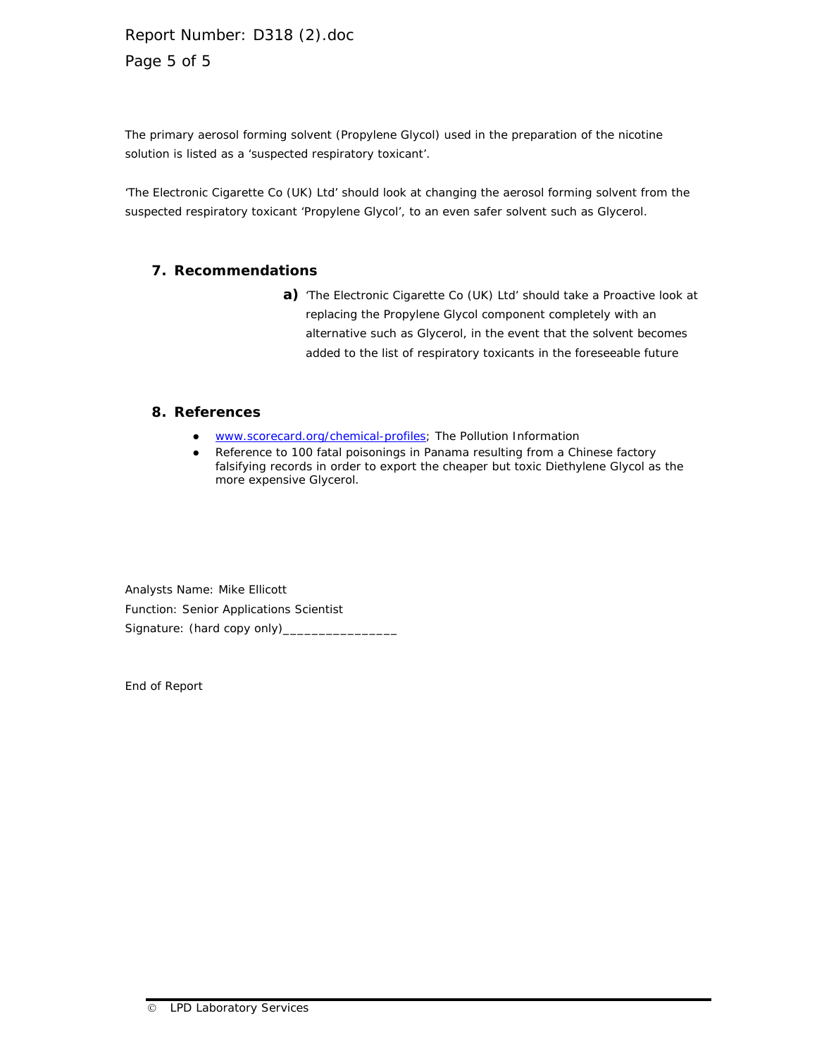The primary aerosol forming solvent (Propylene Glycol) used in the preparation of the nicotine solution is listed as a 'suspected respiratory toxicant'.

'The Electronic Cigarette Co (UK) Ltd' should look at changing the aerosol forming solvent from the suspected respiratory toxicant 'Propylene Glycol', to an even safer solvent such as Glycerol.

## 7. Recommendations

**a)** 'The Electronic Cigarette Co (UK) Ltd' should take a Proactive look at replacing the Propylene Glycol component completely with an alternative such as Glycerol, in the event that the solvent becomes added to the list of respiratory toxicants in the foreseeable future

## 8. References

- www.scorecard.org/chemical-profiles; The Pollution Information
- Reference to 100 fatal poisonings in Panama resulting from a Chinese factory falsifying records in order to export the cheaper but toxic Diethylene Glycol as the more expensive Glycerol.

Analysts Name: Mike Ellicott

Function: Senior Applications Scientist

Signature: (hard copy only)________________

End of Report

© LPD Laboratory Services